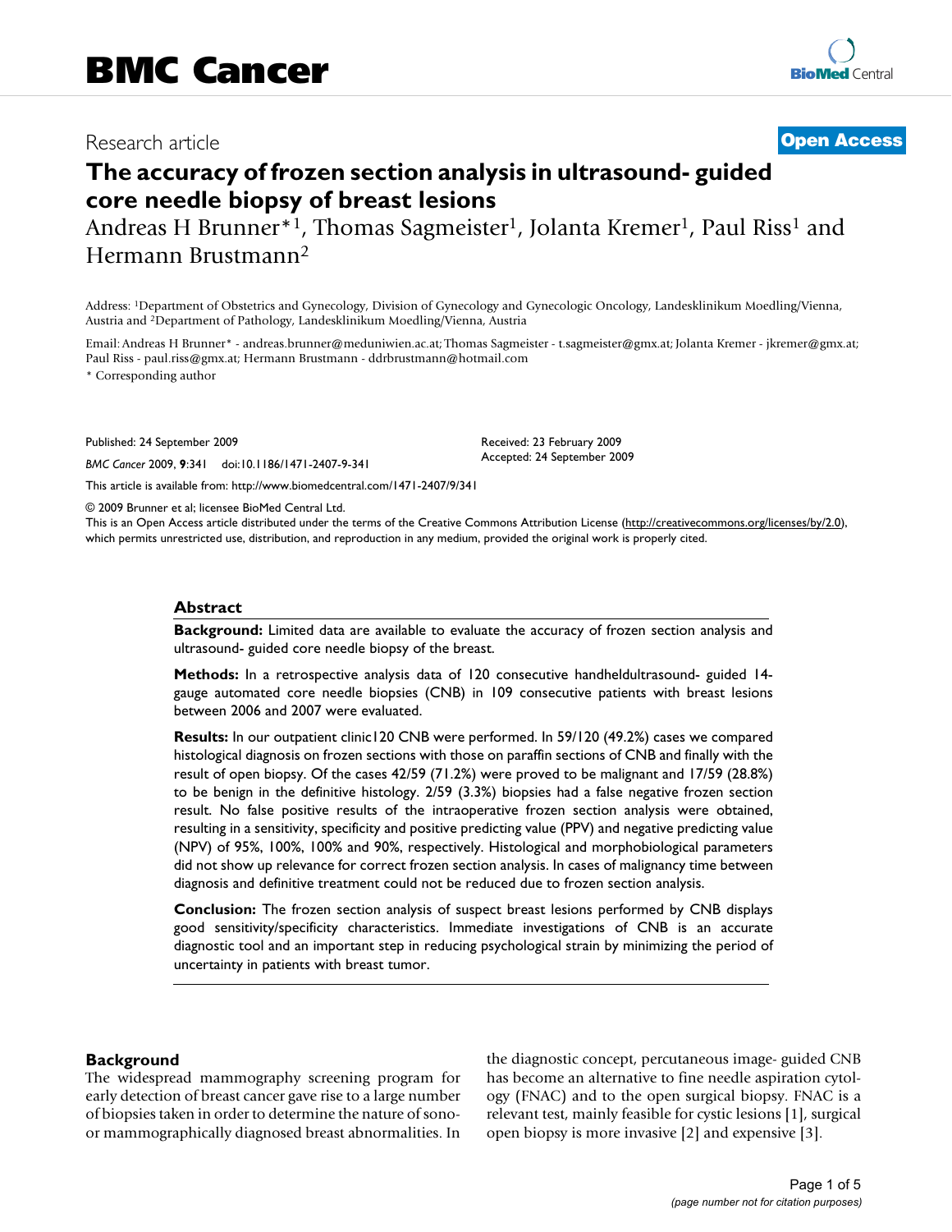BMC Cancer

Research article

**Open Access**

# The accuracy of frozen section analysis in ultrasound- guided core needle biopsy of breast lesions

Andreas H Brunner*[1], Thomas Sagmeister[1], Jolanta Kremer[1], Paul Riss[1] and Hermann Brustmann[2]

Address: [1]Department of Obstetrics and Gynecology, Division of Gynecology and Gynecologic Oncology, Landesklinikum Moedling/Vienna, Austria and [2]Department of Pathology, Landesklinikum Moedling/Vienna, Austria

Email: Andreas H Brunner* - andreas.brunner@meduniwien.ac.at; Thomas Sagmeister - t.sagmeister@gmx.at; Jolanta Kremer - jkremer@gmx.at; Paul Riss - paul.riss@gmx.at; Hermann Brustmann - ddrbrustmann@hotmail.com

* Corresponding author

Published: 24 September 2009

*BMC Cancer* 2009, **9**:341 doi:10.1186/1471-2407-9-341

Received: 23 February 2009
Accepted: 24 September 2009

This article is available from: http://www.biomedcentral.com/1471-2407/9/341

© 2009 Brunner et al; licensee BioMed Central Ltd.
This is an Open Access article distributed under the terms of the Creative Commons Attribution License (http://creativecommons.org/licenses/by/2.0), which permits unrestricted use, distribution, and reproduction in any medium, provided the original work is properly cited.

## Abstract

**Background:** Limited data are available to evaluate the accuracy of frozen section analysis and ultrasound- guided core needle biopsy of the breast.

**Methods:** In a retrospective analysis data of 120 consecutive handheldultrasound- guided 14-gauge automated core needle biopsies (CNB) in 109 consecutive patients with breast lesions between 2006 and 2007 were evaluated.

**Results:** In our outpatient clinic120 CNB were performed. In 59/120 (49.2%) cases we compared histological diagnosis on frozen sections with those on paraffin sections of CNB and finally with the result of open biopsy. Of the cases 42/59 (71.2%) were proved to be malignant and 17/59 (28.8%) to be benign in the definitive histology. 2/59 (3.3%) biopsies had a false negative frozen section result. No false positive results of the intraoperative frozen section analysis were obtained, resulting in a sensitivity, specificity and positive predicting value (PPV) and negative predicting value (NPV) of 95%, 100%, 100% and 90%, respectively. Histological and morphobiological parameters did not show up relevance for correct frozen section analysis. In cases of malignancy time between diagnosis and definitive treatment could not be reduced due to frozen section analysis.

**Conclusion:** The frozen section analysis of suspect breast lesions performed by CNB displays good sensitivity/specificity characteristics. Immediate investigations of CNB is an accurate diagnostic tool and an important step in reducing psychological strain by minimizing the period of uncertainty in patients with breast tumor.

## Background

The widespread mammography screening program for early detection of breast cancer gave rise to a large number of biopsies taken in order to determine the nature of sono- or mammographically diagnosed breast abnormalities. In the diagnostic concept, percutaneous image- guided CNB has become an alternative to fine needle aspiration cytology (FNAC) and to the open surgical biopsy. FNAC is a relevant test, mainly feasible for cystic lesions [1], surgical open biopsy is more invasive [2] and expensive [3].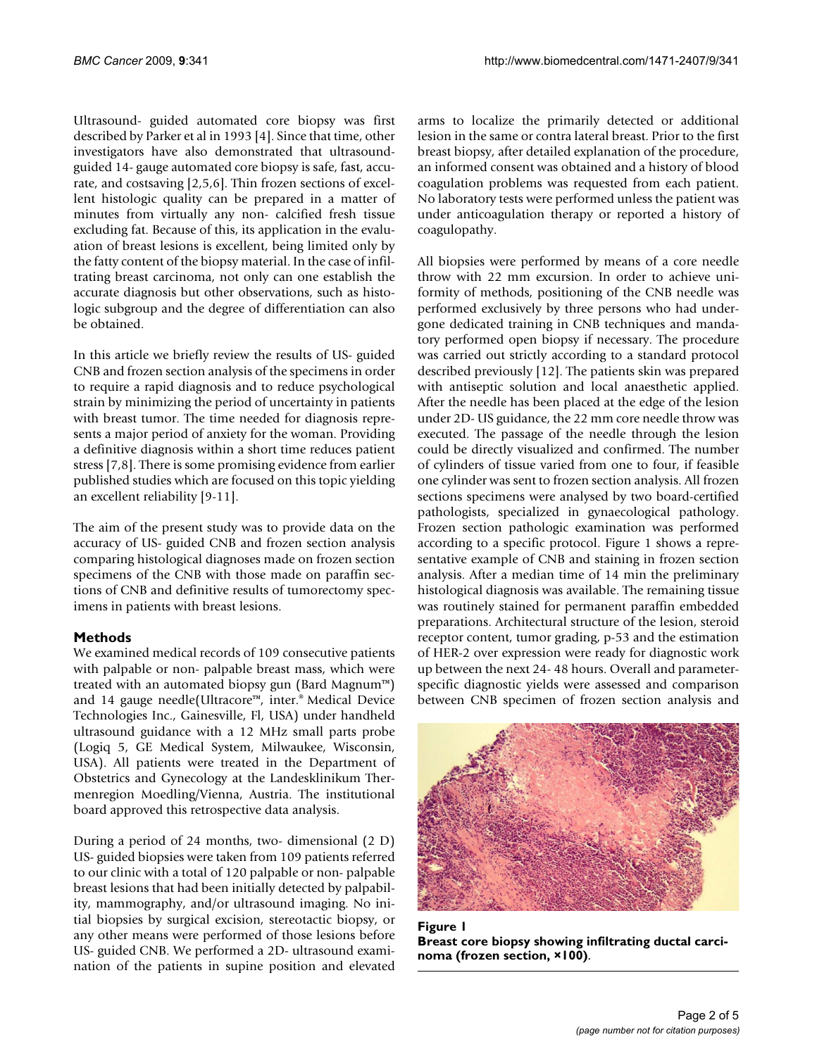Ultrasound- guided automated core biopsy was first described by Parker et al in 1993 [4]. Since that time, other investigators have also demonstrated that ultrasound-guided 14- gauge automated core biopsy is safe, fast, accurate, and costsaving [2,5,6]. Thin frozen sections of excellent histologic quality can be prepared in a matter of minutes from virtually any non- calcified fresh tissue excluding fat. Because of this, its application in the evaluation of breast lesions is excellent, being limited only by the fatty content of the biopsy material. In the case of infiltrating breast carcinoma, not only can one establish the accurate diagnosis but other observations, such as histologic subgroup and the degree of differentiation can also be obtained.

In this article we briefly review the results of US- guided CNB and frozen section analysis of the specimens in order to require a rapid diagnosis and to reduce psychological strain by minimizing the period of uncertainty in patients with breast tumor. The time needed for diagnosis represents a major period of anxiety for the woman. Providing a definitive diagnosis within a short time reduces patient stress [7,8]. There is some promising evidence from earlier published studies which are focused on this topic yielding an excellent reliability [9-11].

The aim of the present study was to provide data on the accuracy of US- guided CNB and frozen section analysis comparing histological diagnoses made on frozen section specimens of the CNB with those made on paraffin sections of CNB and definitive results of tumorectomy specimens in patients with breast lesions.

## Methods

We examined medical records of 109 consecutive patients with palpable or non- palpable breast mass, which were treated with an automated biopsy gun (Bard Magnum™) and 14 gauge needle(Ultracore™, inter.® Medical Device Technologies Inc., Gainesville, Fl, USA) under handheld ultrasound guidance with a 12 MHz small parts probe (Logiq 5, GE Medical System, Milwaukee, Wisconsin, USA). All patients were treated in the Department of Obstetrics and Gynecology at the Landesklinikum Thermenregion Moedling/Vienna, Austria. The institutional board approved this retrospective data analysis.

During a period of 24 months, two- dimensional (2 D) US- guided biopsies were taken from 109 patients referred to our clinic with a total of 120 palpable or non- palpable breast lesions that had been initially detected by palpability, mammography, and/or ultrasound imaging. No initial biopsies by surgical excision, stereotactic biopsy, or any other means were performed of those lesions before US- guided CNB. We performed a 2D- ultrasound examination of the patients in supine position and elevated arms to localize the primarily detected or additional lesion in the same or contra lateral breast. Prior to the first breast biopsy, after detailed explanation of the procedure, an informed consent was obtained and a history of blood coagulation problems was requested from each patient. No laboratory tests were performed unless the patient was under anticoagulation therapy or reported a history of coagulopathy.

All biopsies were performed by means of a core needle throw with 22 mm excursion. In order to achieve uniformity of methods, positioning of the CNB needle was performed exclusively by three persons who had undergone dedicated training in CNB techniques and mandatory performed open biopsy if necessary. The procedure was carried out strictly according to a standard protocol described previously [12]. The patients skin was prepared with antiseptic solution and local anaesthetic applied. After the needle has been placed at the edge of the lesion under 2D- US guidance, the 22 mm core needle throw was executed. The passage of the needle through the lesion could be directly visualized and confirmed. The number of cylinders of tissue varied from one to four, if feasible one cylinder was sent to frozen section analysis. All frozen sections specimens were analysed by two board-certified pathologists, specialized in gynaecological pathology. Frozen section pathologic examination was performed according to a specific protocol. Figure 1 shows a representative example of CNB and staining in frozen section analysis. After a median time of 14 min the preliminary histological diagnosis was available. The remaining tissue was routinely stained for permanent paraffin embedded preparations. Architectural structure of the lesion, steroid receptor content, tumor grading, p-53 and the estimation of HER-2 over expression were ready for diagnostic work up between the next 24- 48 hours. Overall and parameter-specific diagnostic yields were assessed and comparison between CNB specimen of frozen section analysis and

**Figure 1**
**Breast core biopsy showing infiltrating ductal carcinoma (frozen section, ×100).**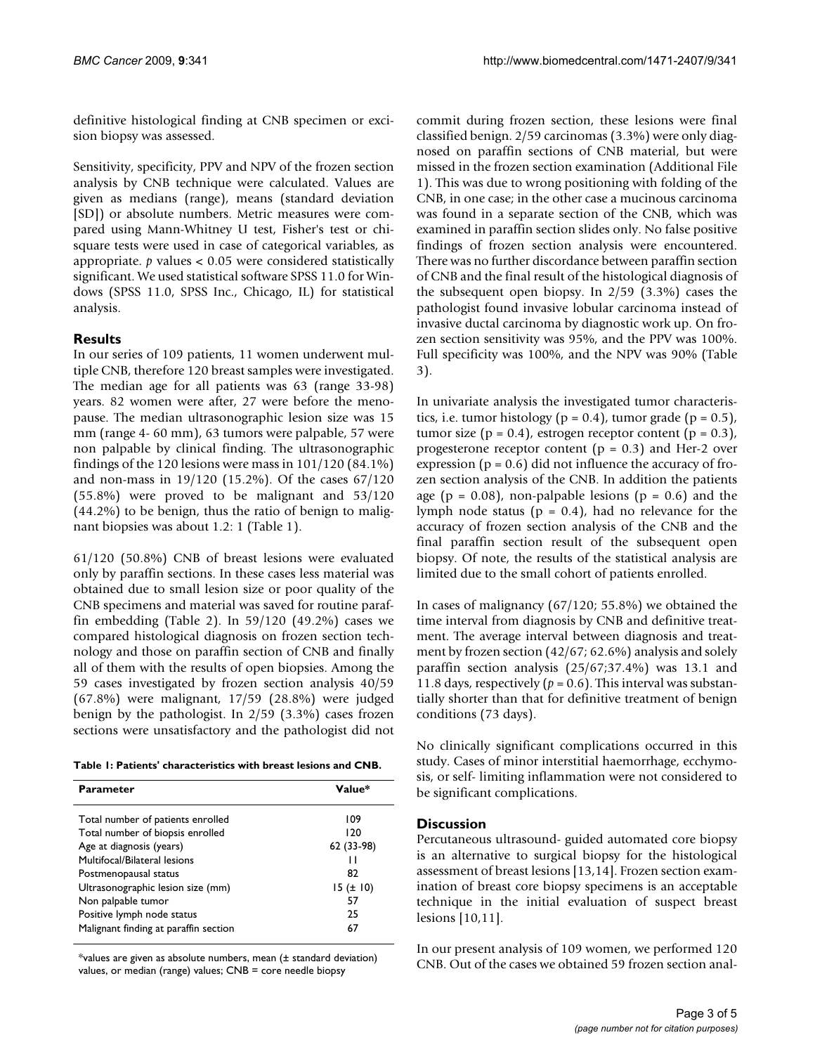definitive histological finding at CNB specimen or excision biopsy was assessed.

Sensitivity, specificity, PPV and NPV of the frozen section analysis by CNB technique were calculated. Values are given as medians (range), means (standard deviation [SD]) or absolute numbers. Metric measures were compared using Mann-Whitney U test, Fisher's test or chi-square tests were used in case of categorical variables, as appropriate. $p$ values $< 0.05$ were considered statistically significant. We used statistical software SPSS 11.0 for Windows (SPSS 11.0, SPSS Inc., Chicago, IL) for statistical analysis.

## Results

In our series of 109 patients, 11 women underwent multiple CNB, therefore 120 breast samples were investigated. The median age for all patients was 63 (range 33-98) years. 82 women were after, 27 were before the menopause. The median ultrasonographic lesion size was 15 mm (range 4- 60 mm), 63 tumors were palpable, 57 were non palpable by clinical finding. The ultrasonographic findings of the 120 lesions were mass in 101/120 (84.1%) and non-mass in 19/120 (15.2%). Of the cases 67/120 (55.8%) were proved to be malignant and 53/120 (44.2%) to be benign, thus the ratio of benign to malignant biopsies was about 1.2: 1 (Table 1).

61/120 (50.8%) CNB of breast lesions were evaluated only by paraffin sections. In these cases less material was obtained due to small lesion size or poor quality of the CNB specimens and material was saved for routine paraffin embedding (Table 2). In 59/120 (49.2%) cases we compared histological diagnosis on frozen section technology and those on paraffin section of CNB and finally all of them with the results of open biopsies. Among the 59 cases investigated by frozen section analysis 40/59 (67.8%) were malignant, 17/59 (28.8%) were judged benign by the pathologist. In 2/59 (3.3%) cases frozen sections were unsatisfactory and the pathologist did not commit during frozen section, these lesions were final classified benign. 2/59 carcinomas (3.3%) were only diagnosed on paraffin sections of CNB material, but were missed in the frozen section examination (Additional File 1). This was due to wrong positioning with folding of the CNB, in one case; in the other case a mucinous carcinoma was found in a separate section of the CNB, which was examined in paraffin section slides only. No false positive findings of frozen section analysis were encountered. There was no further discordance between paraffin section of CNB and the final result of the histological diagnosis of the subsequent open biopsy. In 2/59 (3.3%) cases the pathologist found invasive lobular carcinoma instead of invasive ductal carcinoma by diagnostic work up. On frozen section sensitivity was 95%, and the PPV was 100%. Full specificity was 100%, and the NPV was 90% (Table 3).

In univariate analysis the investigated tumor characteristics, i.e. tumor histology ($p = 0.4$), tumor grade ($p = 0.5$), tumor size ($p = 0.4$), estrogen receptor content ($p = 0.3$), progesterone receptor content ($p = 0.3$) and Her-2 over expression ($p = 0.6$) did not influence the accuracy of frozen section analysis of the CNB. In addition the patients age ($p = 0.08$), non-palpable lesions ($p = 0.6$) and the lymph node status ($p = 0.4$), had no relevance for the accuracy of frozen section analysis of the CNB and the final paraffin section result of the subsequent open biopsy. Of note, the results of the statistical analysis are limited due to the small cohort of patients enrolled.

In cases of malignancy (67/120; 55.8%) we obtained the time interval from diagnosis by CNB and definitive treatment. The average interval between diagnosis and treatment by frozen section (42/67; 62.6%) analysis and solely paraffin section analysis (25/67;37.4%) was 13.1 and 11.8 days, respectively ($p = 0.6$). This interval was substantially shorter than that for definitive treatment of benign conditions (73 days).

No clinically significant complications occurred in this study. Cases of minor interstitial haemorrhage, ecchymosis, or self- limiting inflammation were not considered to be significant complications.

**Table 1: Patients' characteristics with breast lesions and CNB.**

| Parameter | Value* |
|---|---|
| Total number of patients enrolled | 109 |
| Total number of biopsis enrolled | 120 |
| Age at diagnosis (years) | 62 (33-98) |
| Multifocal/Bilateral lesions | 11 |
| Postmenopausal status | 82 |
| Ultrasonographic lesion size (mm) | 15 (± 10) |
| Non palpable tumor | 57 |
| Positive lymph node status | 25 |
| Malignant finding at paraffin section | 67 |

*values are given as absolute numbers, mean (± standard deviation) values, or median (range) values; CNB = core needle biopsy

## Discussion

Percutaneous ultrasound- guided automated core biopsy is an alternative to surgical biopsy for the histological assessment of breast lesions [13,14]. Frozen section examination of breast core biopsy specimens is an acceptable technique in the initial evaluation of suspect breast lesions [10,11].

In our present analysis of 109 women, we performed 120 CNB. Out of the cases we obtained 59 frozen section anal-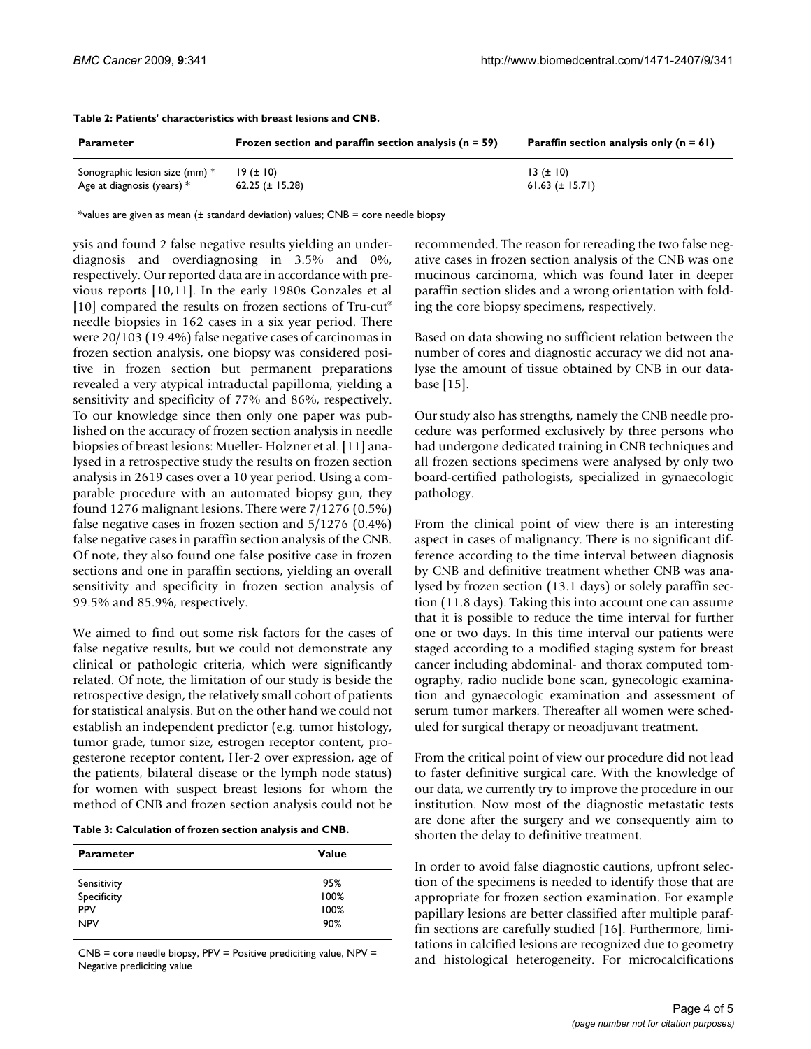**Table 2: Patients' characteristics with breast lesions and CNB.**

| Parameter | Frozen section and paraffin section analysis (n = 59) | Paraffin section analysis only (n = 61) |
| --- | --- | --- |
| Sonographic lesion size (mm) * | 19 (± 10) | 13 (± 10) |
| Age at diagnosis (years) * | 62.25 (± 15.28) | 61.63 (± 15.71) |

*values are given as mean (± standard deviation) values; CNB = core needle biopsy

ysis and found 2 false negative results yielding an underdiagnosis and overdiagnosing in 3.5% and 0%, respectively. Our reported data are in accordance with previous reports [10,11]. In the early 1980s Gonzales et al [10] compared the results on frozen sections of Tru-cut® needle biopsies in 162 cases in a six year period. There were 20/103 (19.4%) false negative cases of carcinomas in frozen section analysis, one biopsy was considered positive in frozen section but permanent preparations revealed a very atypical intraductal papilloma, yielding a sensitivity and specificity of 77% and 86%, respectively. To our knowledge since then only one paper was published on the accuracy of frozen section analysis in needle biopsies of breast lesions: Mueller- Holzner et al. [11] analysed in a retrospective study the results on frozen section analysis in 2619 cases over a 10 year period. Using a comparable procedure with an automated biopsy gun, they found 1276 malignant lesions. There were 7/1276 (0.5%) false negative cases in frozen section and 5/1276 (0.4%) false negative cases in paraffin section analysis of the CNB. Of note, they also found one false positive case in frozen sections and one in paraffin sections, yielding an overall sensitivity and specificity in frozen section analysis of 99.5% and 85.9%, respectively.

We aimed to find out some risk factors for the cases of false negative results, but we could not demonstrate any clinical or pathologic criteria, which were significantly related. Of note, the limitation of our study is beside the retrospective design, the relatively small cohort of patients for statistical analysis. But on the other hand we could not establish an independent predictor (e.g. tumor histology, tumor grade, tumor size, estrogen receptor content, progesterone receptor content, Her-2 over expression, age of the patients, bilateral disease or the lymph node status) for women with suspect breast lesions for whom the method of CNB and frozen section analysis could not be recommended. The reason for rereading the two false negative cases in frozen section analysis of the CNB was one mucinous carcinoma, which was found later in deeper paraffin section slides and a wrong orientation with folding the core biopsy specimens, respectively.

**Table 3: Calculation of frozen section analysis and CNB.**

| Parameter | Value |
| --- | --- |
| Sensitivity | 95% |
| Specificity | 100% |
| PPV | 100% |
| NPV | 90% |

CNB = core needle biopsy, PPV = Positive prediciting value, NPV = Negative prediciting value

Based on data showing no sufficient relation between the number of cores and diagnostic accuracy we did not analyse the amount of tissue obtained by CNB in our database [15].

Our study also has strengths, namely the CNB needle procedure was performed exclusively by three persons who had undergone dedicated training in CNB techniques and all frozen sections specimens were analysed by only two board-certified pathologists, specialized in gynaecologic pathology.

From the clinical point of view there is an interesting aspect in cases of malignancy. There is no significant difference according to the time interval between diagnosis by CNB and definitive treatment whether CNB was analysed by frozen section (13.1 days) or solely paraffin section (11.8 days). Taking this into account one can assume that it is possible to reduce the time interval for further one or two days. In this time interval our patients were staged according to a modified staging system for breast cancer including abdominal- and thorax computed tomography, radio nuclide bone scan, gynecologic examination and gynaecologic examination and assessment of serum tumor markers. Thereafter all women were scheduled for surgical therapy or neoadjuvant treatment.

From the critical point of view our procedure did not lead to faster definitive surgical care. With the knowledge of our data, we currently try to improve the procedure in our institution. Now most of the diagnostic metastatic tests are done after the surgery and we consequently aim to shorten the delay to definitive treatment.

In order to avoid false diagnostic cautions, upfront selection of the specimens is needed to identify those that are appropriate for frozen section examination. For example papillary lesions are better classified after multiple paraffin sections are carefully studied [16]. Furthermore, limitations in calcified lesions are recognized due to geometry and histological heterogeneity. For microcalcifications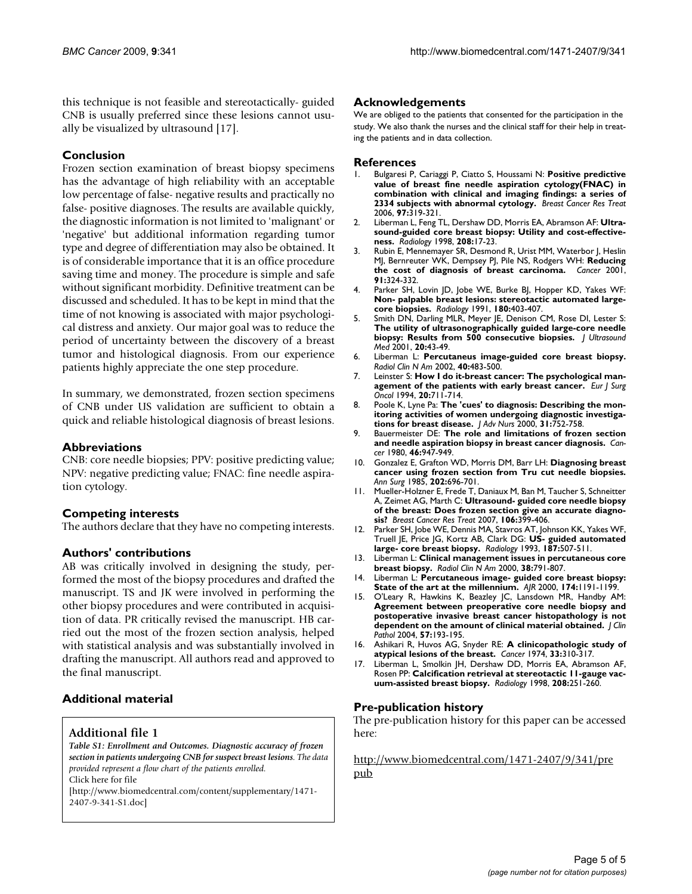this technique is not feasible and stereotactically- guided CNB is usually preferred since these lesions cannot usually be visualized by ultrasound [17].

## Conclusion

Frozen section examination of breast biopsy specimens has the advantage of high reliability with an acceptable low percentage of false- negative results and practically no false- positive diagnoses. The results are available quickly, the diagnostic information is not limited to 'malignant' or 'negative' but additional information regarding tumor type and degree of differentiation may also be obtained. It is of considerable importance that it is an office procedure saving time and money. The procedure is simple and safe without significant morbidity. Definitive treatment can be discussed and scheduled. It has to be kept in mind that the time of not knowing is associated with major psychological distress and anxiety. Our major goal was to reduce the period of uncertainty between the discovery of a breast tumor and histological diagnosis. From our experience patients highly appreciate the one step procedure.

In summary, we demonstrated, frozen section specimens of CNB under US validation are sufficient to obtain a quick and reliable histological diagnosis of breast lesions.

## Abbreviations

CNB: core needle biopsies; PPV: positive predicting value; NPV: negative predicting value; FNAC: fine needle aspiration cytology.

## Competing interests

The authors declare that they have no competing interests.

## Authors' contributions

AB was critically involved in designing the study, performed the most of the biopsy procedures and drafted the manuscript. TS and JK were involved in performing the other biopsy procedures and were contributed in acquisition of data. PR critically revised the manuscript. HB carried out the most of the frozen section analysis, helped with statistical analysis and was substantially involved in drafting the manuscript. All authors read and approved to the final manuscript.

## Additional material

### Additional file 1

*Table S1: Enrollment and Outcomes. Diagnostic accuracy of frozen section in patients undergoing CNB for suspect breast lesions. The data provided represent a flow chart of the patients enrolled.*
Click here for file
[http://www.biomedcentral.com/content/supplementary/1471-2407-9-341-S1.doc]

## Acknowledgements

We are obliged to the patients that consented for the participation in the study. We also thank the nurses and the clinical staff for their help in treating the patients and in data collection.

## References

1. Bulgaresi P, Cariaggi P, Ciatto S, Houssami N: **Positive predictive value of breast fine needle aspiration cytology(FNAC) in combination with clinical and imaging findings: a series of 2334 subjects with abnormal cytology.** *Breast Cancer Res Treat* 2006, **97:**319-321.
2. Liberman L, Feng TL, Dershaw DD, Morris EA, Abramson AF: **Ultrasound-guided core breast biopsy: Utility and cost-effectiveness.** *Radiology* 1998, **208:**17-23.
3. Rubin E, Mennemayer SR, Desmond R, Urist MM, Waterbor J, Heslin MJ, Bernreuter WK, Dempsey PJ, Pile NS, Rodgers WH: **Reducing the cost of diagnosis of breast carcinoma.** *Cancer* 2001, **91:**324-332.
4. Parker SH, Lovin JD, Jobe WE, Burke BJ, Hopper KD, Yakes WF: **Non- palpable breast lesions: stereotactic automated large-core biopsies.** *Radiology* 1991, **180:**403-407.
5. Smith DN, Darling MLR, Meyer JE, Denison CM, Rose DI, Lester S: **The utility of ultrasonographically guided large-core needle biopsy: Results from 500 consecutive biopsies.** *J Ultrasound Med* 2001, **20:**43-49.
6. Liberman L: **Percutaneous image-guided core breast biopsy.** *Radiol Clin N Am* 2002, **40:**483-500.
7. Leinster S: **How I do it-breast cancer: The psychological management of the patients with early breast cancer.** *Eur J Surg Oncol* 1994, **20:**711-714.
8. Poole K, Lyne Pa: **The 'cues' to diagnosis: Describing the monitoring activities of women undergoing diagnostic investigations for breast disease.** *J Adv Nurs* 2000, **31:**752-758.
9. Bauermeister DE: **The role and limitations of frozen section and needle aspiration biopsy in breast cancer diagnosis.** *Cancer* 1980, **46:**947-949.
10. Gonzalez E, Grafton WD, Morris DM, Barr LH: **Diagnosing breast cancer using frozen section from Tru cut needle biopsies.** *Ann Surg* 1985, **202:**696-701.
11. Mueller-Holzner E, Frede T, Daniaux M, Ban M, Taucher S, Schneitter A, Zeimet AG, Marth C: **Ultrasound- guided core needle biopsy of the breast: Does frozen section give an accurate diagnosis?** *Breast Cancer Res Treat* 2007, **106:**399-406.
12. Parker SH, Jobe WE, Dennis MA, Stavros AT, Johnson KK, Yakes WF, Truell JE, Price JG, Kortz AB, Clark DG: **US- guided automated large- core breast biopsy.** *Radiology* 1993, **187:**507-511.
13. Liberman L: **Clinical management issues in percutaneous core breast biopsy.** *Radiol Clin N Am* 2000, **38:**791-807.
14. Liberman L: **Percutaneous image- guided core breast biopsy: State of the art at the millennium.** *AJR* 2000, **174:**1191-1199.
15. O'Leary R, Hawkins K, Beazley JC, Lansdown MR, Handby AM: **Agreement between preoperative core needle biopsy and postoperative invasive breast cancer histopathology is not dependent on the amount of clinical material obtained.** *J Clin Pathol* 2004, **57:**193-195.
16. Ashikari R, Huvos AG, Snyder RE: **A clinicopathologic study of atypical lesions of the breast.** *Cancer* 1974, **33:**310-317.
17. Liberman L, Smolkin JH, Dershaw DD, Morris EA, Abramson AF, Rosen PP: **Calcification retrieval at stereotactic 11-gauge vacuum-assisted breast biopsy.** *Radiology* 1998, **208:**251-260.

## Pre-publication history

The pre-publication history for this paper can be accessed here:

http://www.biomedcentral.com/1471-2407/9/341/prepub